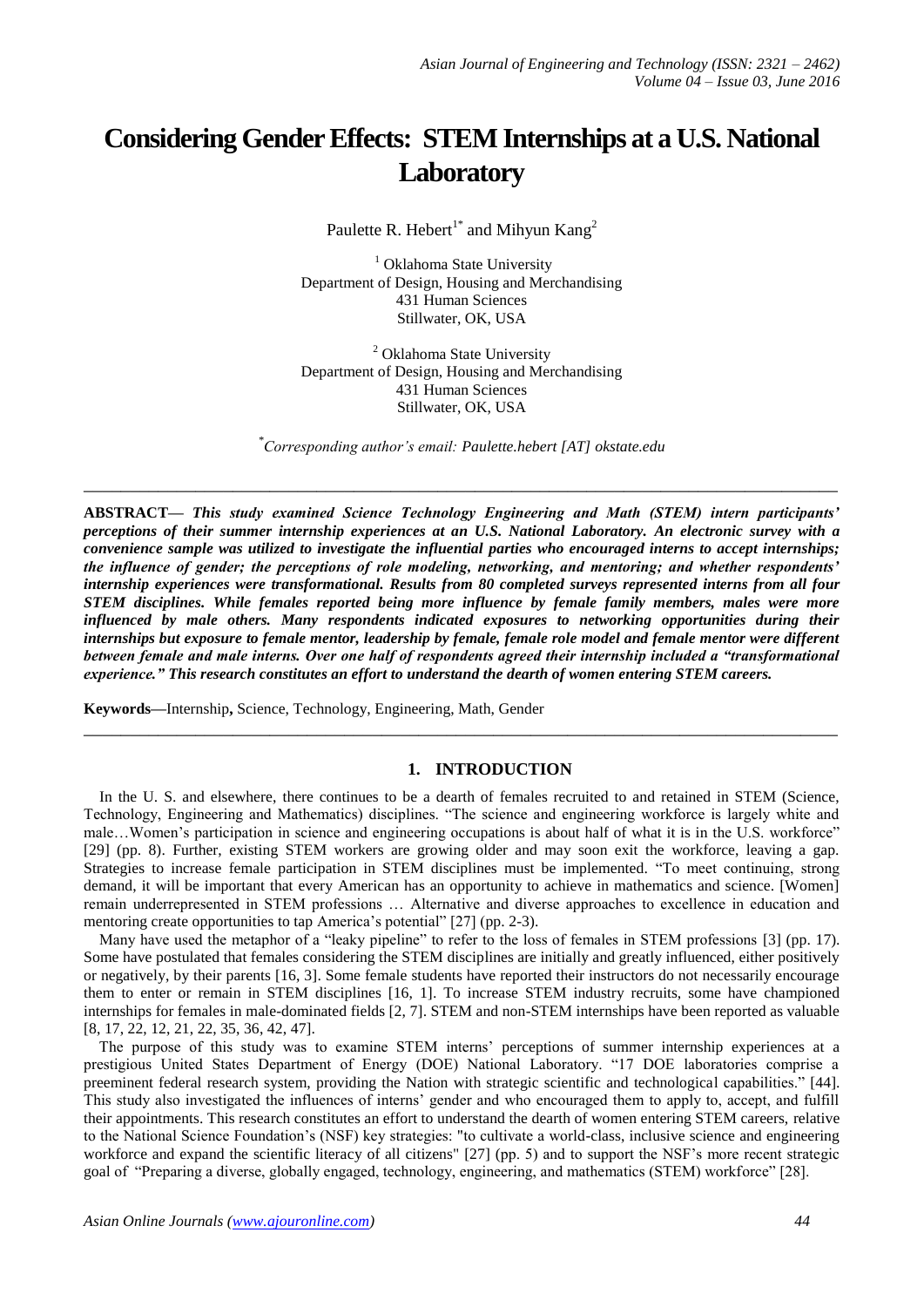# Considering Gender Effects: STEM Internships at a U.S. National Laboratory

Paulette R. Hebert[1*] and Mihyun Kang[2]

[1] Oklahoma State University
Department of Design, Housing and Merchandising
431 Human Sciences
Stillwater, OK, USA

[2] Oklahoma State University
Department of Design, Housing and Merchandising
431 Human Sciences
Stillwater, OK, USA

[*] *Corresponding author's email: Paulette.hebert [AT] okstate.edu*

---

**ABSTRACT—** ***This study examined Science Technology Engineering and Math (STEM) intern participants' perceptions of their summer internship experiences at an U.S. National Laboratory. An electronic survey with a convenience sample was utilized to investigate the influential parties who encouraged interns to accept internships; the influence of gender; the perceptions of role modeling, networking, and mentoring; and whether respondents' internship experiences were transformational. Results from 80 completed surveys represented interns from all four STEM disciplines. While females reported being more influence by female family members, males were more influenced by male others. Many respondents indicated exposures to networking opportunities during their internships but exposure to female mentor, leadership by female, female role model and female mentor were different between female and male interns. Over one half of respondents agreed their internship included a "transformational experience." This research constitutes an effort to understand the dearth of women entering STEM careers.***

**Keywords—**Internship**,** Science, Technology, Engineering, Math, Gender

---

## 1. INTRODUCTION

In the U. S. and elsewhere, there continues to be a dearth of females recruited to and retained in STEM (Science, Technology, Engineering and Mathematics) disciplines. "The science and engineering workforce is largely white and male…Women's participation in science and engineering occupations is about half of what it is in the U.S. workforce" [29] (pp. 8). Further, existing STEM workers are growing older and may soon exit the workforce, leaving a gap. Strategies to increase female participation in STEM disciplines must be implemented. "To meet continuing, strong demand, it will be important that every American has an opportunity to achieve in mathematics and science. [Women] remain underrepresented in STEM professions … Alternative and diverse approaches to excellence in education and mentoring create opportunities to tap America's potential" [27] (pp. 2-3).

Many have used the metaphor of a "leaky pipeline" to refer to the loss of females in STEM professions [3] (pp. 17). Some have postulated that females considering the STEM disciplines are initially and greatly influenced, either positively or negatively, by their parents [16, 3]. Some female students have reported their instructors do not necessarily encourage them to enter or remain in STEM disciplines [16, 1]. To increase STEM industry recruits, some have championed internships for females in male-dominated fields [2, 7]. STEM and non-STEM internships have been reported as valuable [8, 17, 22, 12, 21, 22, 35, 36, 42, 47].

The purpose of this study was to examine STEM interns' perceptions of summer internship experiences at a prestigious United States Department of Energy (DOE) National Laboratory. "17 DOE laboratories comprise a preeminent federal research system, providing the Nation with strategic scientific and technological capabilities." [44]. This study also investigated the influences of interns' gender and who encouraged them to apply to, accept, and fulfill their appointments. This research constitutes an effort to understand the dearth of women entering STEM careers, relative to the National Science Foundation's (NSF) key strategies: "to cultivate a world-class, inclusive science and engineering workforce and expand the scientific literacy of all citizens" [27] (pp. 5) and to support the NSF's more recent strategic goal of "Preparing a diverse, globally engaged, technology, engineering, and mathematics (STEM) workforce" [28].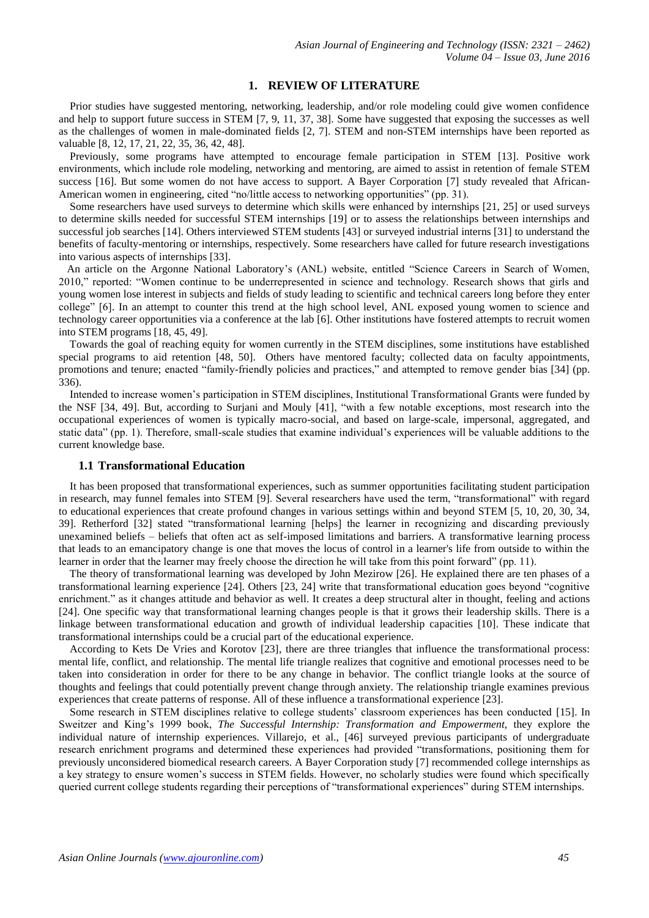## 1. REVIEW OF LITERATURE

Prior studies have suggested mentoring, networking, leadership, and/or role modeling could give women confidence and help to support future success in STEM [7, 9, 11, 37, 38]. Some have suggested that exposing the successes as well as the challenges of women in male-dominated fields [2, 7]. STEM and non-STEM internships have been reported as valuable [8, 12, 17, 21, 22, 35, 36, 42, 48].

Previously, some programs have attempted to encourage female participation in STEM [13]. Positive work environments, which include role modeling, networking and mentoring, are aimed to assist in retention of female STEM success [16]. But some women do not have access to support. A Bayer Corporation [7] study revealed that African-American women in engineering, cited "no/little access to networking opportunities" (pp. 31).

Some researchers have used surveys to determine which skills were enhanced by internships [21, 25] or used surveys to determine skills needed for successful STEM internships [19] or to assess the relationships between internships and successful job searches [14]. Others interviewed STEM students [43] or surveyed industrial interns [31] to understand the benefits of faculty-mentoring or internships, respectively. Some researchers have called for future research investigations into various aspects of internships [33].

An article on the Argonne National Laboratory's (ANL) website, entitled "Science Careers in Search of Women, 2010," reported: "Women continue to be underrepresented in science and technology. Research shows that girls and young women lose interest in subjects and fields of study leading to scientific and technical careers long before they enter college" [6]. In an attempt to counter this trend at the high school level, ANL exposed young women to science and technology career opportunities via a conference at the lab [6]. Other institutions have fostered attempts to recruit women into STEM programs [18, 45, 49].

Towards the goal of reaching equity for women currently in the STEM disciplines, some institutions have established special programs to aid retention [48, 50]. Others have mentored faculty; collected data on faculty appointments, promotions and tenure; enacted "family-friendly policies and practices," and attempted to remove gender bias [34] (pp. 336).

Intended to increase women's participation in STEM disciplines, Institutional Transformational Grants were funded by the NSF [34, 49]. But, according to Surjani and Mouly [41], "with a few notable exceptions, most research into the occupational experiences of women is typically macro-social, and based on large-scale, impersonal, aggregated, and static data" (pp. 1). Therefore, small-scale studies that examine individual's experiences will be valuable additions to the current knowledge base.

### 1.1 Transformational Education

It has been proposed that transformational experiences, such as summer opportunities facilitating student participation in research, may funnel females into STEM [9]. Several researchers have used the term, "transformational" with regard to educational experiences that create profound changes in various settings within and beyond STEM [5, 10, 20, 30, 34, 39]. Retherford [32] stated "transformational learning [helps] the learner in recognizing and discarding previously unexamined beliefs – beliefs that often act as self-imposed limitations and barriers. A transformative learning process that leads to an emancipatory change is one that moves the locus of control in a learner's life from outside to within the learner in order that the learner may freely choose the direction he will take from this point forward" (pp. 11).

The theory of transformational learning was developed by John Mezirow [26]. He explained there are ten phases of a transformational learning experience [24]. Others [23, 24] write that transformational education goes beyond "cognitive enrichment." as it changes attitude and behavior as well. It creates a deep structural alter in thought, feeling and actions [24]. One specific way that transformational learning changes people is that it grows their leadership skills. There is a linkage between transformational education and growth of individual leadership capacities [10]. These indicate that transformational internships could be a crucial part of the educational experience.

According to Kets De Vries and Korotov [23], there are three triangles that influence the transformational process: mental life, conflict, and relationship. The mental life triangle realizes that cognitive and emotional processes need to be taken into consideration in order for there to be any change in behavior. The conflict triangle looks at the source of thoughts and feelings that could potentially prevent change through anxiety. The relationship triangle examines previous experiences that create patterns of response. All of these influence a transformational experience [23].

Some research in STEM disciplines relative to college students' classroom experiences has been conducted [15]. In Sweitzer and King's 1999 book, *The Successful Internship: Transformation and Empowerment*, they explore the individual nature of internship experiences. Villarejo, et al., [46] surveyed previous participants of undergraduate research enrichment programs and determined these experiences had provided "transformations, positioning them for previously unconsidered biomedical research careers. A Bayer Corporation study [7] recommended college internships as a key strategy to ensure women's success in STEM fields. However, no scholarly studies were found which specifically queried current college students regarding their perceptions of "transformational experiences" during STEM internships.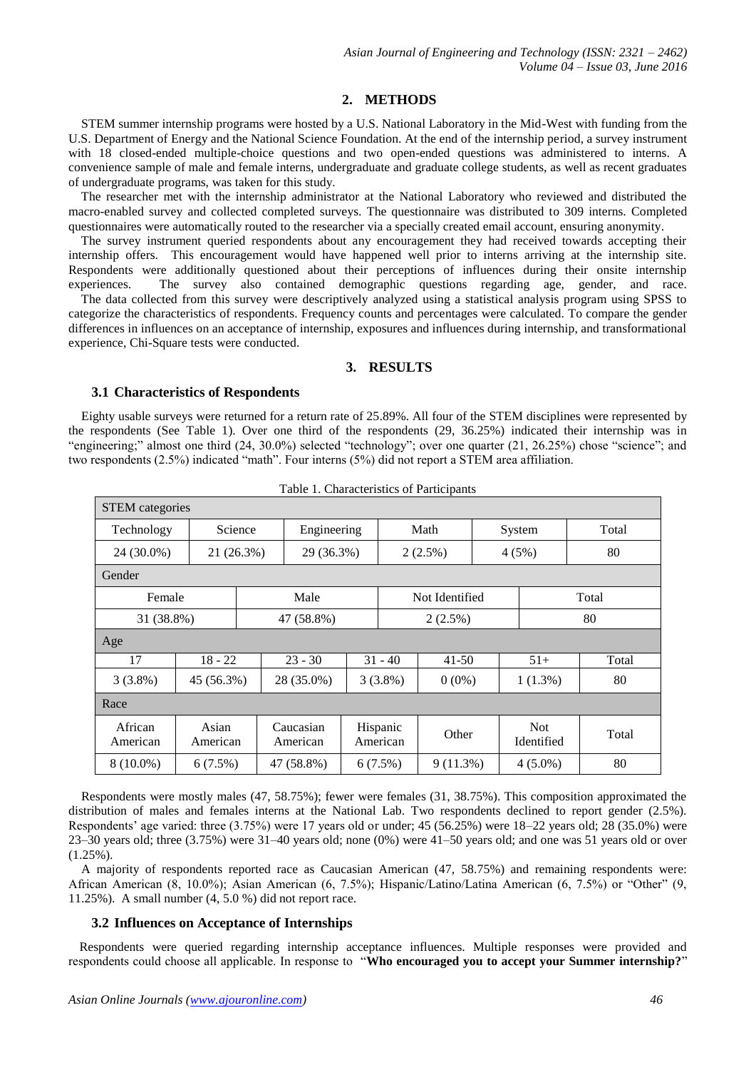## 2. METHODS

STEM summer internship programs were hosted by a U.S. National Laboratory in the Mid-West with funding from the U.S. Department of Energy and the National Science Foundation. At the end of the internship period, a survey instrument with 18 closed-ended multiple-choice questions and two open-ended questions was administered to interns. A convenience sample of male and female interns, undergraduate and graduate college students, as well as recent graduates of undergraduate programs, was taken for this study.

The researcher met with the internship administrator at the National Laboratory who reviewed and distributed the macro-enabled survey and collected completed surveys. The questionnaire was distributed to 309 interns. Completed questionnaires were automatically routed to the researcher via a specially created email account, ensuring anonymity.

The survey instrument queried respondents about any encouragement they had received towards accepting their internship offers. This encouragement would have happened well prior to interns arriving at the internship site. Respondents were additionally questioned about their perceptions of influences during their onsite internship experiences. The survey also contained demographic questions regarding age, gender, and race.

The data collected from this survey were descriptively analyzed using a statistical analysis program using SPSS to categorize the characteristics of respondents. Frequency counts and percentages were calculated. To compare the gender differences in influences on an acceptance of internship, exposures and influences during internship, and transformational experience, Chi-Square tests were conducted.

## 3. RESULTS

### 3.1 Characteristics of Respondents

Eighty usable surveys were returned for a return rate of 25.89%. All four of the STEM disciplines were represented by the respondents (See Table 1). Over one third of the respondents (29, 36.25%) indicated their internship was in "engineering;" almost one third (24, 30.0%) selected "technology"; over one quarter (21, 26.25%) chose "science"; and two respondents (2.5%) indicated "math". Four interns (5%) did not report a STEM area affiliation.

Table 1. Characteristics of Participants

| STEM categories | | | | | | |
|---|---|---|---|---|---|---|
| Technology | Science | Engineering | Math | System | Total | |
| 24 (30.0%) | 21 (26.3%) | 29 (36.3%) | 2 (2.5%) | 4 (5%) | 80 | |
| **Gender** | | | | | | |
| Female | Male | Not Identified | Total | | | |
| 31 (38.8%) | 47 (58.8%) | 2 (2.5%) | 80 | | | |
| **Age** | | | | | | |
| 17 | 18 - 22 | 23 - 30 | 31 - 40 | 41-50 | 51+ | Total |
| 3 (3.8%) | 45 (56.3%) | 28 (35.0%) | 3 (3.8%) | 0 (0%) | 1 (1.3%) | 80 |
| **Race** | | | | | | |
| African American | Asian American | Caucasian American | Hispanic American | Other | Not Identified | Total |
| 8 (10.0%) | 6 (7.5%) | 47 (58.8%) | 6 (7.5%) | 9 (11.3%) | 4 (5.0%) | 80 |

Respondents were mostly males (47, 58.75%); fewer were females (31, 38.75%). This composition approximated the distribution of males and females interns at the National Lab. Two respondents declined to report gender (2.5%). Respondents' age varied: three (3.75%) were 17 years old or under; 45 (56.25%) were 18–22 years old; 28 (35.0%) were 23–30 years old; three (3.75%) were 31–40 years old; none (0%) were 41–50 years old; and one was 51 years old or over (1.25%).

A majority of respondents reported race as Caucasian American (47, 58.75%) and remaining respondents were: African American (8, 10.0%); Asian American (6, 7.5%); Hispanic/Latino/Latina American (6, 7.5%) or "Other" (9, 11.25%). A small number (4, 5.0 %) did not report race.

### 3.2 Influences on Acceptance of Internships

Respondents were queried regarding internship acceptance influences. Multiple responses were provided and respondents could choose all applicable. In response to "**Who encouraged you to accept your Summer internship?**"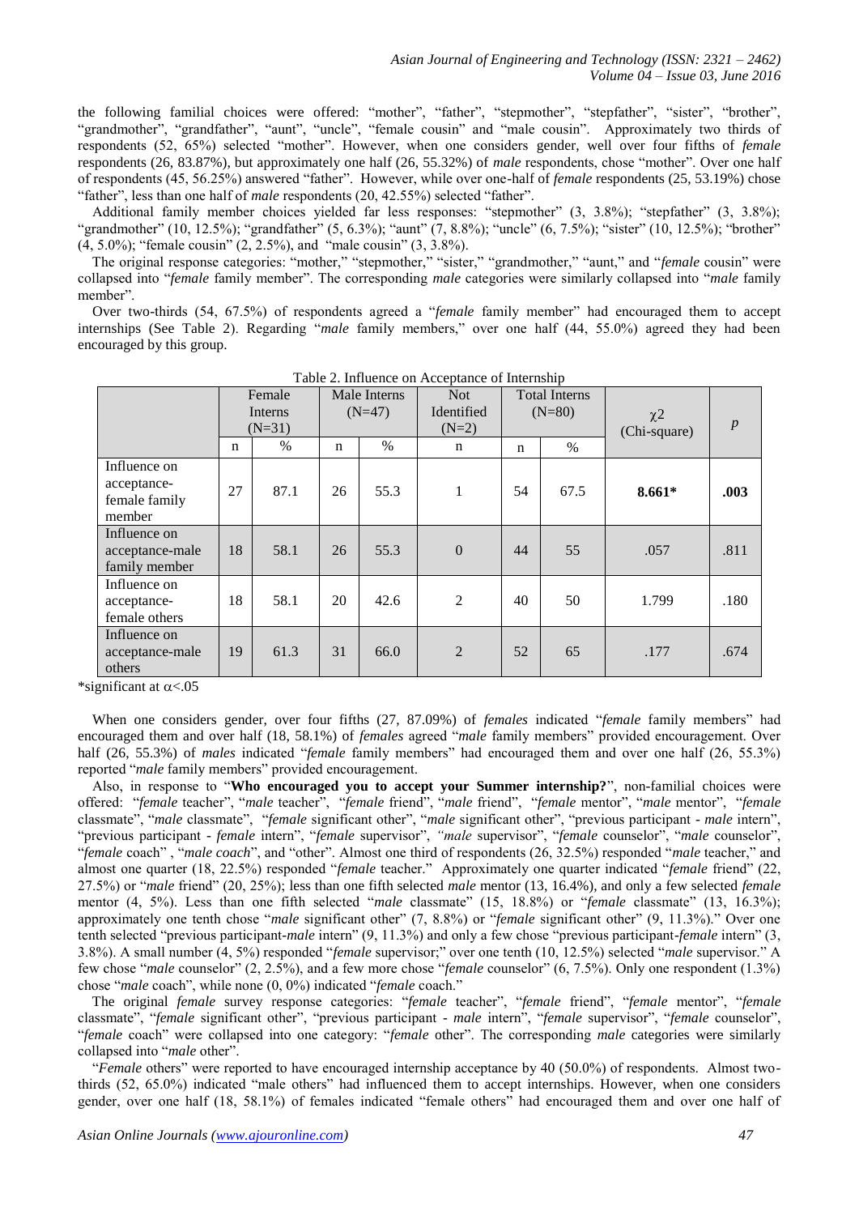the following familial choices were offered: "mother", "father", "stepmother", "stepfather", "sister", "brother", "grandmother", "grandfather", "aunt", "uncle", "female cousin" and "male cousin". Approximately two thirds of respondents (52, 65%) selected "mother". However, when one considers gender, well over four fifths of *female* respondents (26, 83.87%), but approximately one half (26, 55.32%) of *male* respondents, chose "mother". Over one half of respondents (45, 56.25%) answered "father". However, while over one-half of *female* respondents (25, 53.19%) chose "father", less than one half of *male* respondents (20, 42.55%) selected "father".

Additional family member choices yielded far less responses: "stepmother" (3, 3.8%); "stepfather" (3, 3.8%); "grandmother" (10, 12.5%); "grandfather" (5, 6.3%); "aunt" (7, 8.8%); "uncle" (6, 7.5%); "sister" (10, 12.5%); "brother" (4, 5.0%); "female cousin" (2, 2.5%), and "male cousin" (3, 3.8%).

The original response categories: "mother," "stepmother," "sister," "grandmother," "aunt," and "*female* cousin" were collapsed into "*female* family member". The corresponding *male* categories were similarly collapsed into "*male* family member".

Over two-thirds (54, 67.5%) of respondents agreed a "*female* family member" had encouraged them to accept internships (See Table 2). Regarding "*male* family members," over one half (44, 55.0%) agreed they had been encouraged by this group.

Table 2. Influence on Acceptance of Internship

| | Female Interns (N=31) | | Male Interns (N=47) | | Not Identified (N=2) | Total Interns (N=80) | | $\chi 2$ (Chi-square) | *p* |
|---|---|---|---|---|---|---|---|---|---|
| | n | % | n | % | n | n | % | | |
| Influence on acceptance-female family member | 27 | 87.1 | 26 | 55.3 | 1 | 54 | 67.5 | **8.661*** | **.003** |
| Influence on acceptance-male family member | 18 | 58.1 | 26 | 55.3 | 0 | 44 | 55 | .057 | .811 |
| Influence on acceptance-female others | 18 | 58.1 | 20 | 42.6 | 2 | 40 | 50 | 1.799 | .180 |
| Influence on acceptance-male others | 19 | 61.3 | 31 | 66.0 | 2 | 52 | 65 | .177 | .674 |

*significant at $\alpha<.05$

When one considers gender, over four fifths (27, 87.09%) of *females* indicated "*female* family members" had encouraged them and over half (18, 58.1%) of *females* agreed "*male* family members" provided encouragement. Over half (26, 55.3%) of *males* indicated "*female* family members" had encouraged them and over one half (26, 55.3%) reported "*male* family members" provided encouragement.

Also, in response to "**Who encouraged you to accept your Summer internship?**", non-familial choices were offered: "*female* teacher", "*male* teacher", "*female* friend", "*male* friend", "*female* mentor", "*male* mentor", "*female* classmate", "*male* classmate", "*female* significant other", "*male* significant other", "previous participant - *male* intern", "previous participant - *female* intern", "*female* supervisor", "*male* supervisor", "*female* counselor", "*male* counselor", "*female* coach" , "*male coach*", and "other". Almost one third of respondents (26, 32.5%) responded "*male* teacher," and almost one quarter (18, 22.5%) responded "*female* teacher." Approximately one quarter indicated "*female* friend" (22, 27.5%) or "*male* friend" (20, 25%); less than one fifth selected *male* mentor (13, 16.4%), and only a few selected *female* mentor (4, 5%). Less than one fifth selected "*male* classmate" (15, 18.8%) or "*female* classmate" (13, 16.3%); approximately one tenth chose "*male* significant other" (7, 8.8%) or "*female* significant other" (9, 11.3%)." Over one tenth selected "previous participant-*male* intern" (9, 11.3%) and only a few chose "previous participant-*female* intern" (3, 3.8%). A small number (4, 5%) responded "*female* supervisor;" over one tenth (10, 12.5%) selected "*male* supervisor." A few chose "*male* counselor" (2, 2.5%), and a few more chose "*female* counselor" (6, 7.5%). Only one respondent (1.3%) chose "*male* coach", while none (0, 0%) indicated "*female* coach."

The original *female* survey response categories: "*female* teacher", "*female* friend", "*female* mentor", "*female* classmate", "*female* significant other", "previous participant - *male* intern", "*female* supervisor", "*female* counselor", "*female* coach" were collapsed into one category: "*female* other". The corresponding *male* categories were similarly collapsed into "*male* other".

"*Female* others" were reported to have encouraged internship acceptance by 40 (50.0%) of respondents. Almost two-thirds (52, 65.0%) indicated "male others" had influenced them to accept internships. However, when one considers gender, over one half (18, 58.1%) of females indicated "female others" had encouraged them and over one half of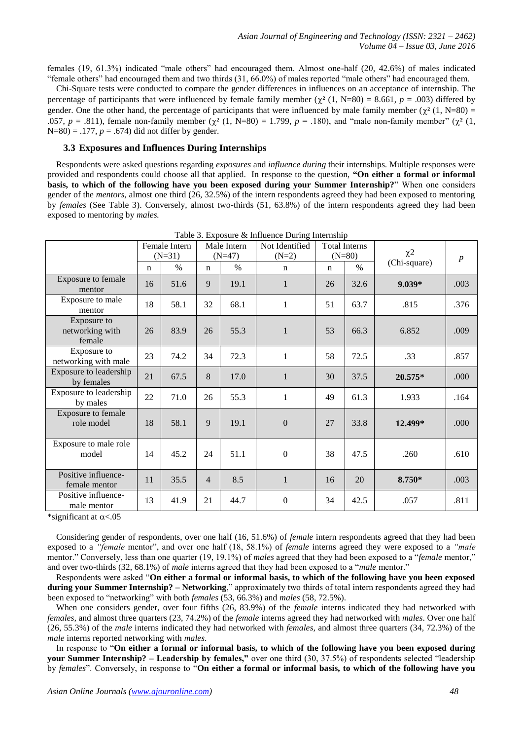females (19, 61.3%) indicated "male others" had encouraged them. Almost one-half (20, 42.6%) of males indicated "female others" had encouraged them and two thirds (31, 66.0%) of males reported "male others" had encouraged them.

Chi-Square tests were conducted to compare the gender differences in influences on an acceptance of internship. The percentage of participants that were influenced by female family member ($\chi^2$ (1, N=80) = 8.661, $p$ = .003) differed by gender. One the other hand, the percentage of participants that were influenced by male family member ($\chi^2$ (1, N=80) = .057, $p$ = .811), female non-family member ($\chi^2$ (1, N=80) = 1.799, $p$ = .180), and "male non-family member" ($\chi^2$ (1, N=80) = .177, $p$ = .674) did not differ by gender.

### 3.3 Exposures and Influences During Internships

Respondents were asked questions regarding *exposures* and *influence during* their internships. Multiple responses were provided and respondents could choose all that applied. In response to the question, **"On either a formal or informal basis, to which of the following have you been exposed during your Summer Internship?"** When one considers gender of the *mentors*, almost one third (26, 32.5%) of the intern respondents agreed they had been exposed to mentoring by *females* (See Table 3). Conversely, almost two-thirds (51, 63.8%) of the intern respondents agreed they had been exposed to mentoring by *males.*

Table 3. Exposure & Influence During Internship

| | Female Intern (N=31) | | Male Intern (N=47) | | Not Identified (N=2) | Total Interns (N=80) | | $\chi^2$ (Chi-square) | $p$ |
|---|---|---|---|---|---|---|---|---|---|
| | n | % | n | % | n | n | % | | |
| Exposure to female mentor | 16 | 51.6 | 9 | 19.1 | 1 | 26 | 32.6 | **9.039*** | .003 |
| Exposure to male mentor | 18 | 58.1 | 32 | 68.1 | 1 | 51 | 63.7 | .815 | .376 |
| Exposure to networking with female | 26 | 83.9 | 26 | 55.3 | 1 | 53 | 66.3 | 6.852 | .009 |
| Exposure to networking with male | 23 | 74.2 | 34 | 72.3 | 1 | 58 | 72.5 | .33 | .857 |
| Exposure to leadership by females | 21 | 67.5 | 8 | 17.0 | 1 | 30 | 37.5 | **20.575*** | .000 |
| Exposure to leadership by males | 22 | 71.0 | 26 | 55.3 | 1 | 49 | 61.3 | 1.933 | .164 |
| Exposure to female role model | 18 | 58.1 | 9 | 19.1 | 0 | 27 | 33.8 | **12.499*** | .000 |
| Exposure to male role model | 14 | 45.2 | 24 | 51.1 | 0 | 38 | 47.5 | .260 | .610 |
| Positive influence- female mentor | 11 | 35.5 | 4 | 8.5 | 1 | 16 | 20 | **8.750*** | .003 |
| Positive influence- male mentor | 13 | 41.9 | 21 | 44.7 | 0 | 34 | 42.5 | .057 | .811 |

*significant at $\alpha$<.05

Considering gender of respondents, over one half (16, 51.6%) of *female* intern respondents agreed that they had been exposed to a *"female* mentor", and over one half (18, 58.1%) of *female* interns agreed they were exposed to a *"male* mentor." Conversely, less than one quarter (19, 19.1%) of *males* agreed that they had been exposed to a "*female* mentor," and over two-thirds (32, 68.1%) of *male* interns agreed that they had been exposed to a "*male* mentor."

Respondents were asked "**On either a formal or informal basis, to which of the following have you been exposed during your Summer Internship? – Networking**," approximately two thirds of total intern respondents agreed they had been exposed to "networking" with both *females* (53, 66.3%) and *males* (58, 72.5%).

When one considers gender, over four fifths (26, 83.9%) of the *female* interns indicated they had networked with *females,* and almost three quarters (23, 74.2%) of the *female* interns agreed they had networked with *males*. Over one half (26, 55.3%) of the *male* interns indicated they had networked with *females,* and almost three quarters (34, 72.3%) of the *male* interns reported networking with *males*.

In response to "**On either a formal or informal basis, to which of the following have you been exposed during your Summer Internship? – Leadership by females,"** over one third (30, 37.5%) of respondents selected "leadership by *females*". Conversely, in response to "**On either a formal or informal basis, to which of the following have you**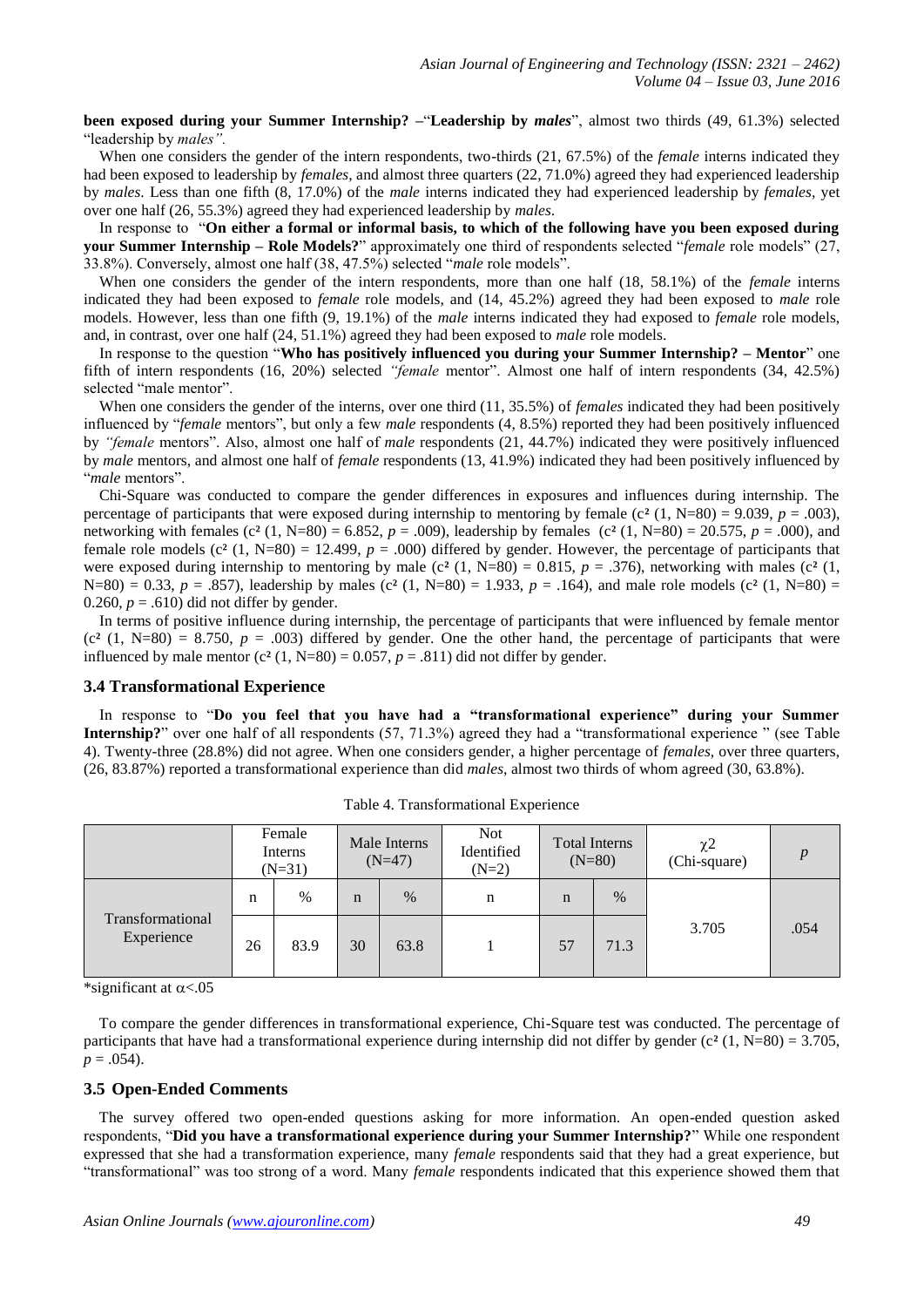**been exposed during your Summer Internship? –**"**Leadership by *males***", almost two thirds (49, 61.3%) selected "leadership by *males*".

When one considers the gender of the intern respondents, two-thirds (21, 67.5%) of the *female* interns indicated they had been exposed to leadership by *females,* and almost three quarters (22, 71.0%) agreed they had experienced leadership by *males*. Less than one fifth (8, 17.0%) of the *male* interns indicated they had experienced leadership by *females,* yet over one half (26, 55.3%) agreed they had experienced leadership by *males.*

In response to "**On either a formal or informal basis, to which of the following have you been exposed during your Summer Internship – Role Models?**" approximately one third of respondents selected "*female* role models" (27, 33.8%). Conversely, almost one half (38, 47.5%) selected "*male* role models".

When one considers the gender of the intern respondents, more than one half (18, 58.1%) of the *female* interns indicated they had been exposed to *female* role models, and (14, 45.2%) agreed they had been exposed to *male* role models. However, less than one fifth (9, 19.1%) of the *male* interns indicated they had exposed to *female* role models, and, in contrast, over one half (24, 51.1%) agreed they had been exposed to *male* role models.

In response to the question "**Who has positively influenced you during your Summer Internship? – Mentor**" one fifth of intern respondents (16, 20%) selected *"female* mentor". Almost one half of intern respondents (34, 42.5%) selected "male mentor".

When one considers the gender of the interns, over one third (11, 35.5%) of *females* indicated they had been positively influenced by "*female* mentors", but only a few *male* respondents (4, 8.5%) reported they had been positively influenced by *"female* mentors". Also, almost one half of *male* respondents (21, 44.7%) indicated they were positively influenced by *male* mentors, and almost one half of *female* respondents (13, 41.9%) indicated they had been positively influenced by "*male* mentors".

Chi-Square was conducted to compare the gender differences in exposures and influences during internship. The percentage of participants that were exposed during internship to mentoring by female ($c^2$ (1, N=80) = 9.039, $p$ = .003), networking with females ($c^2$ (1, N=80) = 6.852, $p$ = .009), leadership by females ($c^2$ (1, N=80) = 20.575, $p$ = .000), and female role models ($c^2$ (1, N=80) = 12.499, $p$ = .000) differed by gender. However, the percentage of participants that were exposed during internship to mentoring by male ($c^2$ (1, N=80) = 0.815, $p$ = .376), networking with males ($c^2$ (1, N=80) = 0.33, $p$ = .857), leadership by males ($c^2$ (1, N=80) = 1.933, $p$ = .164), and male role models ($c^2$ (1, N=80) = 0.260, $p$ = .610) did not differ by gender.

In terms of positive influence during internship, the percentage of participants that were influenced by female mentor ($c^2$ (1, N=80) = 8.750, $p$ = .003) differed by gender. One the other hand, the percentage of participants that were influenced by male mentor ($c^2$ (1, N=80) = 0.057, $p$ = .811) did not differ by gender.

### 3.4 Transformational Experience

In response to "**Do you feel that you have had a "transformational experience" during your Summer Internship?**" over one half of all respondents (57, 71.3%) agreed they had a "transformational experience " (see Table 4). Twenty-three (28.8%) did not agree. When one considers gender, a higher percentage of *females*, over three quarters, (26, 83.87%) reported a transformational experience than did *males*, almost two thirds of whom agreed (30, 63.8%).

Table 4. Transformational Experience

| | Female Interns (N=31) | | Male Interns (N=47) | | Not Identified (N=2) | Total Interns (N=80) | | $\chi^2$ (Chi-square) | $p$ |
|---|---|---|---|---|---|---|---|---|---|
| | n | % | n | % | n | n | % | | |
| Transformational Experience | 26 | 83.9 | 30 | 63.8 | 1 | 57 | 71.3 | 3.705 | .054 |

*significant at $\alpha$<.05

To compare the gender differences in transformational experience, Chi-Square test was conducted. The percentage of participants that have had a transformational experience during internship did not differ by gender ($c^2$ (1, N=80) = 3.705, $p$ = .054).

### 3.5 Open-Ended Comments

The survey offered two open-ended questions asking for more information. An open-ended question asked respondents, "**Did you have a transformational experience during your Summer Internship?**" While one respondent expressed that she had a transformation experience, many *female* respondents said that they had a great experience, but "transformational" was too strong of a word. Many *female* respondents indicated that this experience showed them that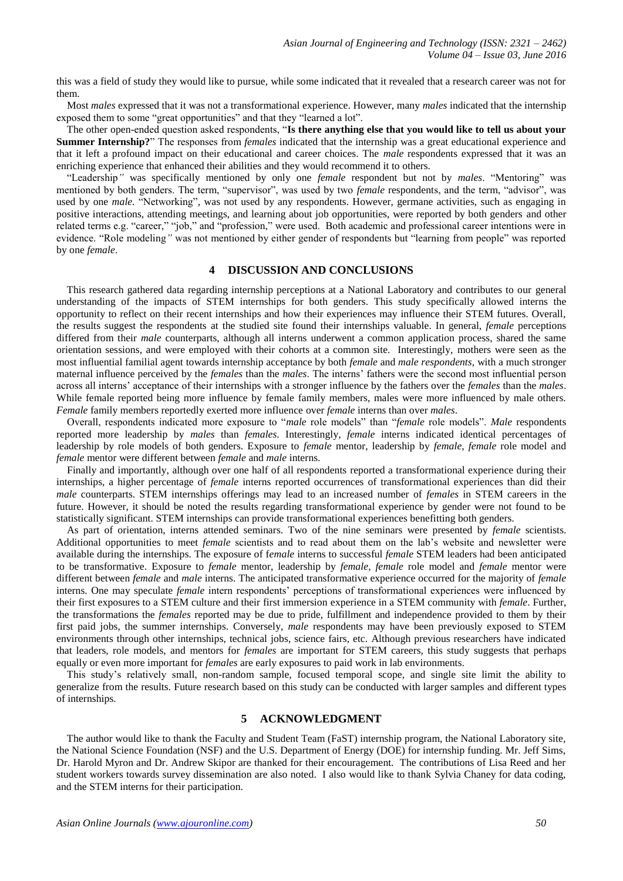this was a field of study they would like to pursue, while some indicated that it revealed that a research career was not for them.

Most *males* expressed that it was not a transformational experience. However, many *males* indicated that the internship exposed them to some "great opportunities" and that they "learned a lot".

The other open-ended question asked respondents, "**Is there anything else that you would like to tell us about your Summer Internship?**" The responses from *females* indicated that the internship was a great educational experience and that it left a profound impact on their educational and career choices. The *male* respondents expressed that it was an enriching experience that enhanced their abilities and they would recommend it to others.

"Leadership*"* was specifically mentioned by only one *female* respondent but not by *males*. "Mentoring" was mentioned by both genders. The term, "supervisor", was used by two *female* respondents, and the term, "advisor", was used by one *male.* "Networking", was not used by any respondents. However, germane activities, such as engaging in positive interactions, attending meetings, and learning about job opportunities, were reported by both genders and other related terms e.g. "career," "job," and "profession," were used. Both academic and professional career intentions were in evidence. "Role modeling*"* was not mentioned by either gender of respondents but "learning from people" was reported by one *female*.

## 4 DISCUSSION AND CONCLUSIONS

This research gathered data regarding internship perceptions at a National Laboratory and contributes to our general understanding of the impacts of STEM internships for both genders. This study specifically allowed interns the opportunity to reflect on their recent internships and how their experiences may influence their STEM futures. Overall, the results suggest the respondents at the studied site found their internships valuable. In general, *female* perceptions differed from their *male* counterparts, although all interns underwent a common application process, shared the same orientation sessions, and were employed with their cohorts at a common site. Interestingly, mothers were seen as the most influential familial agent towards internship acceptance by both *female* and *male respondents*, with a much stronger maternal influence perceived by the *females* than the *males*. The interns' fathers were the second most influential person across all interns' acceptance of their internships with a stronger influence by the fathers over the *females* than the *males*. While female reported being more influence by female family members, males were more influenced by male others. *Female* family members reportedly exerted more influence over *female* interns than over *males*.

Overall, respondents indicated more exposure to "*male* role models" than "*female* role models". *Male* respondents reported more leadership by *males* than *females*. Interestingly, *female* interns indicated identical percentages of leadership by role models of both genders. Exposure to *female* mentor, leadership by *female*, *female* role model and *female* mentor were different between *female* and *male* interns.

Finally and importantly, although over one half of all respondents reported a transformational experience during their internships, a higher percentage of *female* interns reported occurrences of transformational experiences than did their *male* counterparts. STEM internships offerings may lead to an increased number of *females* in STEM careers in the future. However, it should be noted the results regarding transformational experience by gender were not found to be statistically significant. STEM internships can provide transformational experiences benefitting both genders.

As part of orientation, interns attended seminars. Two of the nine seminars were presented by *female* scientists. Additional opportunities to meet *female* scientists and to read about them on the lab's website and newsletter were available during the internships. The exposure of f*emale* interns to successful *female* STEM leaders had been anticipated to be transformative. Exposure to *female* mentor, leadership by *female*, *female* role model and *female* mentor were different between *female* and *male* interns. The anticipated transformative experience occurred for the majority of *female* interns. One may speculate *female* intern respondents' perceptions of transformational experiences were influenced by their first exposures to a STEM culture and their first immersion experience in a STEM community with *female*. Further, the transformations the *females* reported may be due to pride, fulfillment and independence provided to them by their first paid jobs, the summer internships. Conversely, *male* respondents may have been previously exposed to STEM environments through other internships, technical jobs, science fairs, etc. Although previous researchers have indicated that leaders, role models, and mentors for *females* are important for STEM careers, this study suggests that perhaps equally or even more important for *females* are early exposures to paid work in lab environments.

This study's relatively small, non-random sample, focused temporal scope, and single site limit the ability to generalize from the results. Future research based on this study can be conducted with larger samples and different types of internships.

## 5 ACKNOWLEDGMENT

The author would like to thank the Faculty and Student Team (FaST) internship program, the National Laboratory site, the National Science Foundation (NSF) and the U.S. Department of Energy (DOE) for internship funding. Mr. Jeff Sims, Dr. Harold Myron and Dr. Andrew Skipor are thanked for their encouragement. The contributions of Lisa Reed and her student workers towards survey dissemination are also noted. I also would like to thank Sylvia Chaney for data coding, and the STEM interns for their participation.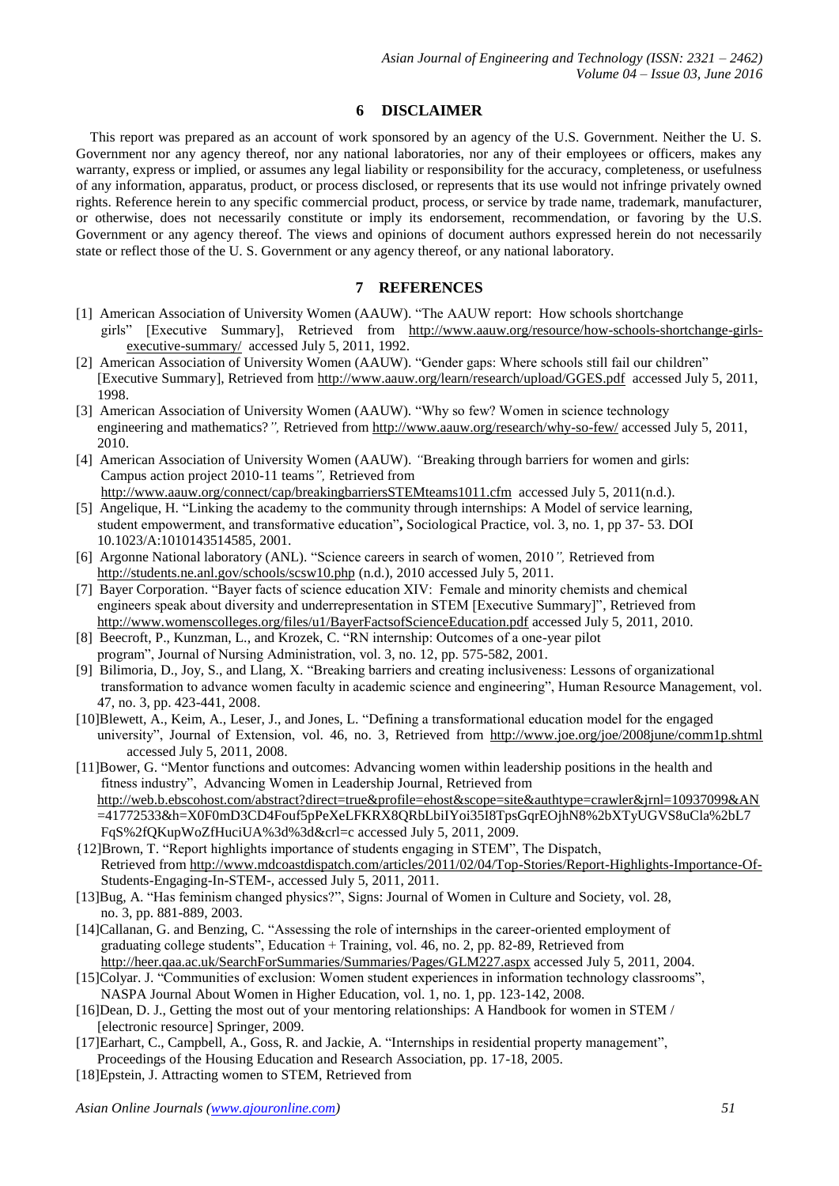## 6 DISCLAIMER

This report was prepared as an account of work sponsored by an agency of the U.S. Government. Neither the U. S. Government nor any agency thereof, nor any national laboratories, nor any of their employees or officers, makes any warranty, express or implied, or assumes any legal liability or responsibility for the accuracy, completeness, or usefulness of any information, apparatus, product, or process disclosed, or represents that its use would not infringe privately owned rights. Reference herein to any specific commercial product, process, or service by trade name, trademark, manufacturer, or otherwise, does not necessarily constitute or imply its endorsement, recommendation, or favoring by the U.S. Government or any agency thereof. The views and opinions of document authors expressed herein do not necessarily state or reflect those of the U. S. Government or any agency thereof, or any national laboratory.

## 7 REFERENCES

[1] American Association of University Women (AAUW). "The AAUW report: How schools shortchange girls" [Executive Summary], Retrieved from http://www.aauw.org/resource/how-schools-shortchange-girls-executive-summary/ accessed July 5, 2011, 1992.

[2] American Association of University Women (AAUW). "Gender gaps: Where schools still fail our children" [Executive Summary], Retrieved from http://www.aauw.org/learn/research/upload/GGES.pdf accessed July 5, 2011, 1998.

[3] American Association of University Women (AAUW). "Why so few? Women in science technology engineering and mathematics?*",* Retrieved from http://www.aauw.org/research/why-so-few/ accessed July 5, 2011, 2010.

[4] American Association of University Women (AAUW). *"*Breaking through barriers for women and girls: Campus action project 2010-11 teams*",* Retrieved from http://www.aauw.org/connect/cap/breakingbarriersSTEMteams1011.cfm accessed July 5, 2011(n.d.).

[5] Angelique, H. "Linking the academy to the community through internships: A Model of service learning, student empowerment, and transformative education"**,** Sociological Practice, vol. 3, no. 1, pp 37- 53. DOI 10.1023/A:1010143514585, 2001.

[6] Argonne National laboratory (ANL). "Science careers in search of women, 2010*",* Retrieved from http://students.ne.anl.gov/schools/scsw10.php (n.d.), 2010 accessed July 5, 2011.

[7] Bayer Corporation. "Bayer facts of science education XIV: Female and minority chemists and chemical engineers speak about diversity and underrepresentation in STEM [Executive Summary]", Retrieved from http://www.womenscolleges.org/files/u1/BayerFactsofScienceEducation.pdf accessed July 5, 2011, 2010.

[8] Beecroft, P., Kunzman, L., and Krozek, C. "RN internship: Outcomes of a one-year pilot program", Journal of Nursing Administration, vol. 3, no. 12, pp. 575-582, 2001.

[9] Bilimoria, D., Joy, S., and Llang, X. "Breaking barriers and creating inclusiveness: Lessons of organizational transformation to advance women faculty in academic science and engineering", Human Resource Management, vol. 47, no. 3, pp. 423-441, 2008.

[10] Blewett, A., Keim, A., Leser, J., and Jones, L. "Defining a transformational education model for the engaged university", Journal of Extension, vol. 46, no. 3, Retrieved from http://www.joe.org/joe/2008june/comm1p.shtml accessed July 5, 2011, 2008.

[11] Bower, G. "Mentor functions and outcomes: Advancing women within leadership positions in the health and fitness industry", Advancing Women in Leadership Journal, Retrieved from http://web.b.ebscohost.com/abstract?direct=true&profile=ehost&scope=site&authtype=crawler&jrnl=10937099&AN=41772533&h=X0F0mD3CD4Fouf5pPeXeLFKRX8QRbLbiIYoi35I8TpsGqrEOjhN8%2bXTyUGVS8uCla%2bL7FqS%2fQKupWoZfHuciUA%3d%3d&crl=c accessed July 5, 2011, 2009.

{12] Brown, T. "Report highlights importance of students engaging in STEM", The Dispatch, Retrieved from http://www.mdcoastdispatch.com/articles/2011/02/04/Top-Stories/Report-Highlights-Importance-Of-Students-Engaging-In-STEM-, accessed July 5, 2011, 2011.

[13] Bug, A. "Has feminism changed physics?", Signs: Journal of Women in Culture and Society, vol. 28, no. 3, pp. 881-889, 2003.

[14] Callanan, G. and Benzing, C. "Assessing the role of internships in the career-oriented employment of graduating college students", Education + Training, vol. 46, no. 2, pp. 82-89, Retrieved from http://heer.qaa.ac.uk/SearchForSummaries/Summaries/Pages/GLM227.aspx accessed July 5, 2011, 2004.

[15] Colyar. J. "Communities of exclusion: Women student experiences in information technology classrooms", NASPA Journal About Women in Higher Education, vol. 1, no. 1, pp. 123-142, 2008.

[16] Dean, D. J., Getting the most out of your mentoring relationships: A Handbook for women in STEM / [electronic resource] Springer, 2009.

[17] Earhart, C., Campbell, A., Goss, R. and Jackie, A. "Internships in residential property management", Proceedings of the Housing Education and Research Association, pp. 17-18, 2005.

[18] Epstein, J. Attracting women to STEM, Retrieved from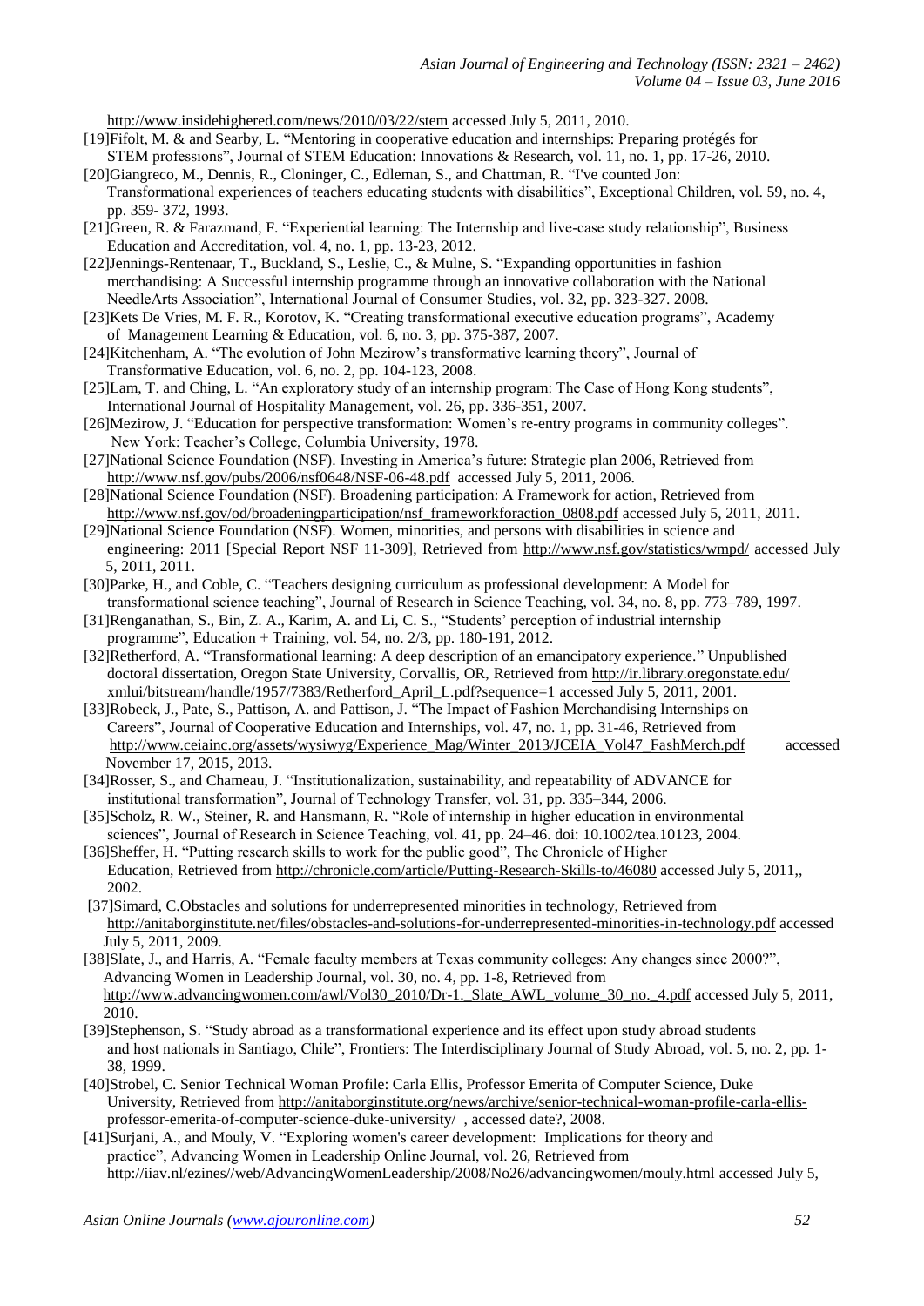http://www.insidehighered.com/news/2010/03/22/stem accessed July 5, 2011, 2010.

[19]Fifolt, M. & and Searby, L. "Mentoring in cooperative education and internships: Preparing protégés for STEM professions", Journal of STEM Education: Innovations & Research, vol. 11, no. 1, pp. 17-26, 2010.

[20]Giangreco, M., Dennis, R., Cloninger, C., Edleman, S., and Chattman, R. "I've counted Jon: Transformational experiences of teachers educating students with disabilities", Exceptional Children, vol. 59, no. 4, pp. 359- 372, 1993.

[21]Green, R. & Farazmand, F. "Experiential learning: The Internship and live-case study relationship", Business Education and Accreditation, vol. 4, no. 1, pp. 13-23, 2012.

[22]Jennings-Rentenaar, T., Buckland, S., Leslie, C., & Mulne, S. "Expanding opportunities in fashion merchandising: A Successful internship programme through an innovative collaboration with the National NeedleArts Association", International Journal of Consumer Studies, vol. 32, pp. 323-327. 2008.

[23]Kets De Vries, M. F. R., Korotov, K. "Creating transformational executive education programs", Academy of Management Learning & Education, vol. 6, no. 3, pp. 375-387, 2007.

[24]Kitchenham, A. "The evolution of John Mezirow's transformative learning theory", Journal of Transformative Education, vol. 6, no. 2, pp. 104-123, 2008.

[25]Lam, T. and Ching, L. "An exploratory study of an internship program: The Case of Hong Kong students", International Journal of Hospitality Management, vol. 26, pp. 336-351, 2007.

[26]Mezirow, J. "Education for perspective transformation: Women's re-entry programs in community colleges". New York: Teacher's College, Columbia University, 1978.

[27]National Science Foundation (NSF). Investing in America's future: Strategic plan 2006, Retrieved from http://www.nsf.gov/pubs/2006/nsf0648/NSF-06-48.pdf accessed July 5, 2011, 2006.

[28]National Science Foundation (NSF). Broadening participation: A Framework for action, Retrieved from http://www.nsf.gov/od/broadeningparticipation/nsf_frameworkforaction_0808.pdf accessed July 5, 2011, 2011.

[29]National Science Foundation (NSF). Women, minorities, and persons with disabilities in science and engineering: 2011 [Special Report NSF 11-309], Retrieved from http://www.nsf.gov/statistics/wmpd/ accessed July 5, 2011, 2011.

[30]Parke, H., and Coble, C. "Teachers designing curriculum as professional development: A Model for transformational science teaching", Journal of Research in Science Teaching, vol. 34, no. 8, pp. 773–789, 1997.

[31]Renganathan, S., Bin, Z. A., Karim, A. and Li, C. S., "Students' perception of industrial internship programme", Education + Training, vol. 54, no. 2/3, pp. 180-191, 2012.

[32]Retherford, A. "Transformational learning: A deep description of an emancipatory experience." Unpublished doctoral dissertation, Oregon State University, Corvallis, OR, Retrieved from http://ir.library.oregonstate.edu/ xmlui/bitstream/handle/1957/7383/Retherford_April_L.pdf?sequence=1 accessed July 5, 2011, 2001.

[33]Robeck, J., Pate, S., Pattison, A. and Pattison, J. "The Impact of Fashion Merchandising Internships on Careers", Journal of Cooperative Education and Internships, vol. 47, no. 1, pp. 31-46, Retrieved from http://www.ceiainc.org/assets/wysiwyg/Experience_Mag/Winter_2013/JCEIA_Vol47_FashMerch.pdf accessed November 17, 2015, 2013.

[34]Rosser, S., and Chameau, J. "Institutionalization, sustainability, and repeatability of ADVANCE for institutional transformation", Journal of Technology Transfer, vol. 31, pp. 335–344, 2006.

[35]Scholz, R. W., Steiner, R. and Hansmann, R. "Role of internship in higher education in environmental sciences", Journal of Research in Science Teaching, vol. 41, pp. 24–46. doi: 10.1002/tea.10123, 2004.

[36]Sheffer, H. "Putting research skills to work for the public good", The Chronicle of Higher Education, Retrieved from http://chronicle.com/article/Putting-Research-Skills-to/46080 accessed July 5, 2011,, 2002.

[37]Simard, C.Obstacles and solutions for underrepresented minorities in technology, Retrieved from http://anitaborginstitute.net/files/obstacles-and-solutions-for-underrepresented-minorities-in-technology.pdf accessed July 5, 2011, 2009.

[38]Slate, J., and Harris, A. "Female faculty members at Texas community colleges: Any changes since 2000?", Advancing Women in Leadership Journal, vol. 30, no. 4, pp. 1-8, Retrieved from http://www.advancingwomen.com/awl/Vol30_2010/Dr-1._Slate_AWL_volume_30_no._4.pdf accessed July 5, 2011, 2010.

[39]Stephenson, S. "Study abroad as a transformational experience and its effect upon study abroad students and host nationals in Santiago, Chile", Frontiers: The Interdisciplinary Journal of Study Abroad, vol. 5, no. 2, pp. 1-38, 1999.

[40]Strobel, C. Senior Technical Woman Profile: Carla Ellis, Professor Emerita of Computer Science, Duke University, Retrieved from http://anitaborginstitute.org/news/archive/senior-technical-woman-profile-carla-ellis-professor-emerita-of-computer-science-duke-university/ , accessed date?, 2008.

[41]Surjani, A., and Mouly, V. "Exploring women's career development: Implications for theory and practice", Advancing Women in Leadership Online Journal, vol. 26, Retrieved from http://iiav.nl/ezines//web/AdvancingWomenLeadership/2008/No26/advancingwomen/mouly.html accessed July 5,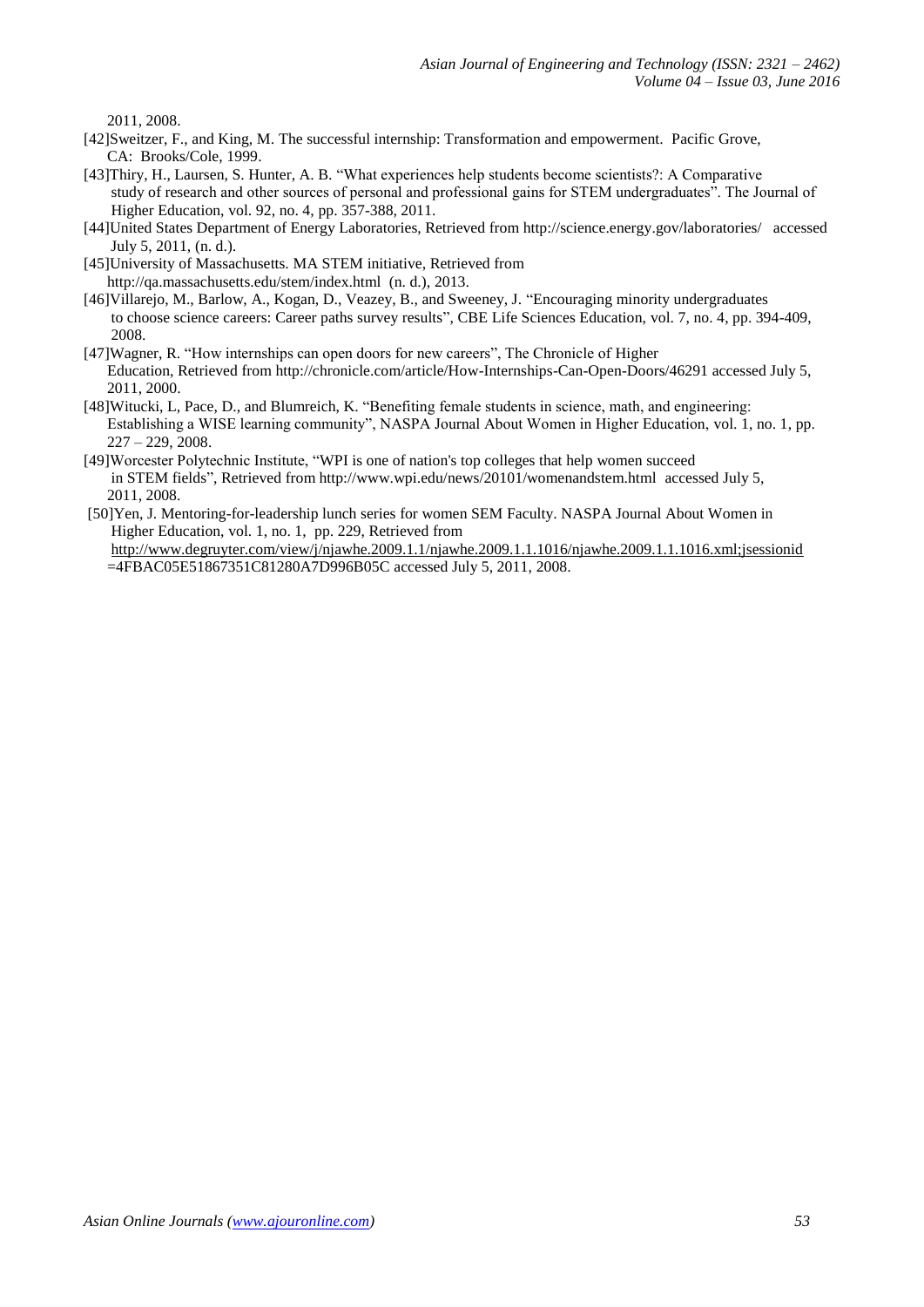2011, 2008.

[42]Sweitzer, F., and King, M. The successful internship: Transformation and empowerment. Pacific Grove, CA: Brooks/Cole, 1999.

[43]Thiry, H., Laursen, S. Hunter, A. B. "What experiences help students become scientists?: A Comparative study of research and other sources of personal and professional gains for STEM undergraduates". The Journal of Higher Education, vol. 92, no. 4, pp. 357-388, 2011.

[44]United States Department of Energy Laboratories, Retrieved from http://science.energy.gov/laboratories/ accessed July 5, 2011, (n. d.).

[45]University of Massachusetts. MA STEM initiative, Retrieved from http://qa.massachusetts.edu/stem/index.html (n. d.), 2013.

[46]Villarejo, M., Barlow, A., Kogan, D., Veazey, B., and Sweeney, J. "Encouraging minority undergraduates to choose science careers: Career paths survey results", CBE Life Sciences Education, vol. 7, no. 4, pp. 394-409, 2008.

[47]Wagner, R. "How internships can open doors for new careers", The Chronicle of Higher Education, Retrieved from http://chronicle.com/article/How-Internships-Can-Open-Doors/46291 accessed July 5, 2011, 2000.

[48]Witucki, L, Pace, D., and Blumreich, K. "Benefiting female students in science, math, and engineering: Establishing a WISE learning community", NASPA Journal About Women in Higher Education, vol. 1, no. 1, pp. 227 – 229, 2008.

[49]Worcester Polytechnic Institute, "WPI is one of nation's top colleges that help women succeed in STEM fields", Retrieved from http://www.wpi.edu/news/20101/womenandstem.html accessed July 5, 2011, 2008.

[50]Yen, J. Mentoring-for-leadership lunch series for women SEM Faculty. NASPA Journal About Women in Higher Education, vol. 1, no. 1, pp. 229, Retrieved from http://www.degruyter.com/view/j/njawhe.2009.1.1/njawhe.2009.1.1.1016/njawhe.2009.1.1.1016.xml;jsessionid=4FBAC05E51867351C81280A7D996B05C accessed July 5, 2011, 2008.